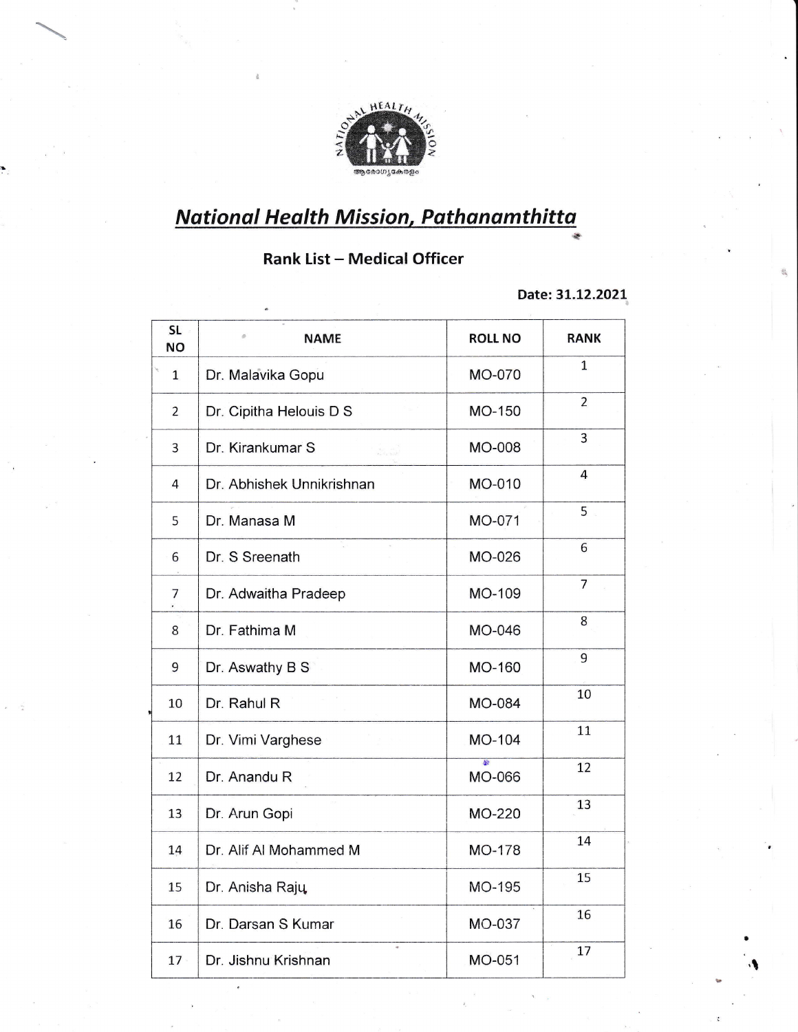## National Health Mission, Pathanamthitta

### Rank List – Medical Officer

**Date: 31.12.2021**

| SL NO | NAME | ROLL NO | RANK |
|---|---|---|---|
| 1 | Dr. Malavika Gopu | MO-070 | 1 |
| 2 | Dr. Cipitha Helouis D S | MO-150 | 2 |
| 3 | Dr. Kirankumar S | MO-008 | 3 |
| 4 | Dr. Abhishek Unnikrishnan | MO-010 | 4 |
| 5 | Dr. Manasa M | MO-071 | 5 |
| 6 | Dr. S Sreenath | MO-026 | 6 |
| 7 | Dr. Adwaitha Pradeep | MO-109 | 7 |
| 8 | Dr. Fathima M | MO-046 | 8 |
| 9 | Dr. Aswathy B S | MO-160 | 9 |
| 10 | Dr. Rahul R | MO-084 | 10 |
| 11 | Dr. Vimi Varghese | MO-104 | 11 |
| 12 | Dr. Anandu R | MO-066 | 12 |
| 13 | Dr. Arun Gopi | MO-220 | 13 |
| 14 | Dr. Alif Al Mohammed M | MO-178 | 14 |
| 15 | Dr. Anisha Raju | MO-195 | 15 |
| 16 | Dr. Darsan S Kumar | MO-037 | 16 |
| 17 | Dr. Jishnu Krishnan | MO-051 | 17 |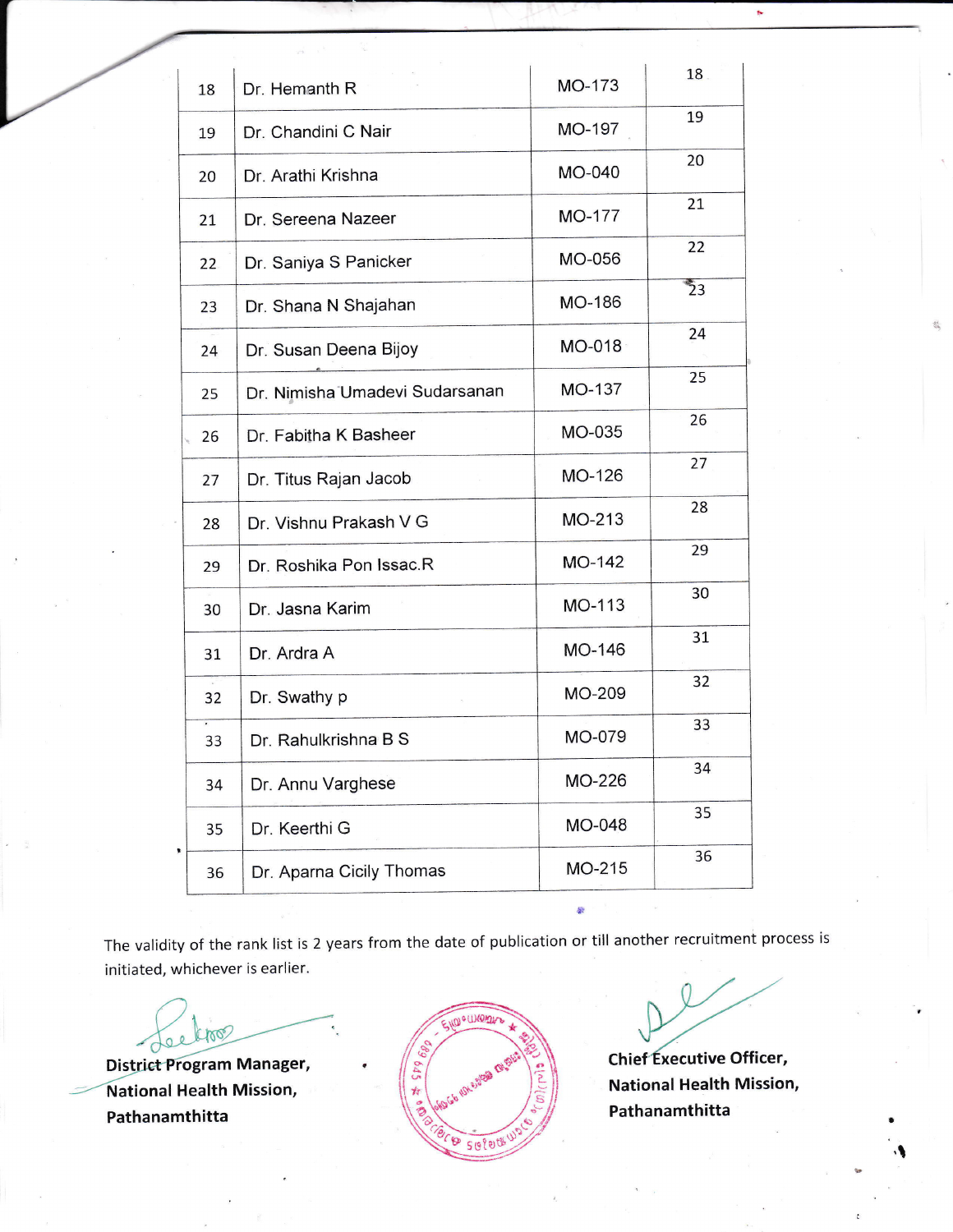| | | | |
|---|---|---|---|
| 18 | Dr. Hemanth R | MO-173 | 18 |
| 19 | Dr. Chandini C Nair | MO-197 | 19 |
| 20 | Dr. Arathi Krishna | MO-040 | 20 |
| 21 | Dr. Sereena Nazeer | MO-177 | 21 |
| 22 | Dr. Saniya S Panicker | MO-056 | 22 |
| 23 | Dr. Shana N Shajahan | MO-186 | 23 |
| 24 | Dr. Susan Deena Bijoy | MO-018 | 24 |
| 25 | Dr. Nimisha Umadevi Sudarsanan | MO-137 | 25 |
| 26 | Dr. Fabitha K Basheer | MO-035 | 26 |
| 27 | Dr. Titus Rajan Jacob | MO-126 | 27 |
| 28 | Dr. Vishnu Prakash V G | MO-213 | 28 |
| 29 | Dr. Roshika Pon Issac.R | MO-142 | 29 |
| 30 | Dr. Jasna Karim | MO-113 | 30 |
| 31 | Dr. Ardra A | MO-146 | 31 |
| 32 | Dr. Swathy p | MO-209 | 32 |
| 33 | Dr. Rahulkrishna B S | MO-079 | 33 |
| 34 | Dr. Annu Varghese | MO-226 | 34 |
| 35 | Dr. Keerthi G | MO-048 | 35 |
| 36 | Dr. Aparna Cicily Thomas | MO-215 | 36 |

The validity of the rank list is 2 years from the date of publication or till another recruitment process is initiated, whichever is earlier.

**District Program Manager,**
**National Health Mission,**
**Pathanamthitta**

**Chief Executive Officer,**
**National Health Mission,**
**Pathanamthitta**